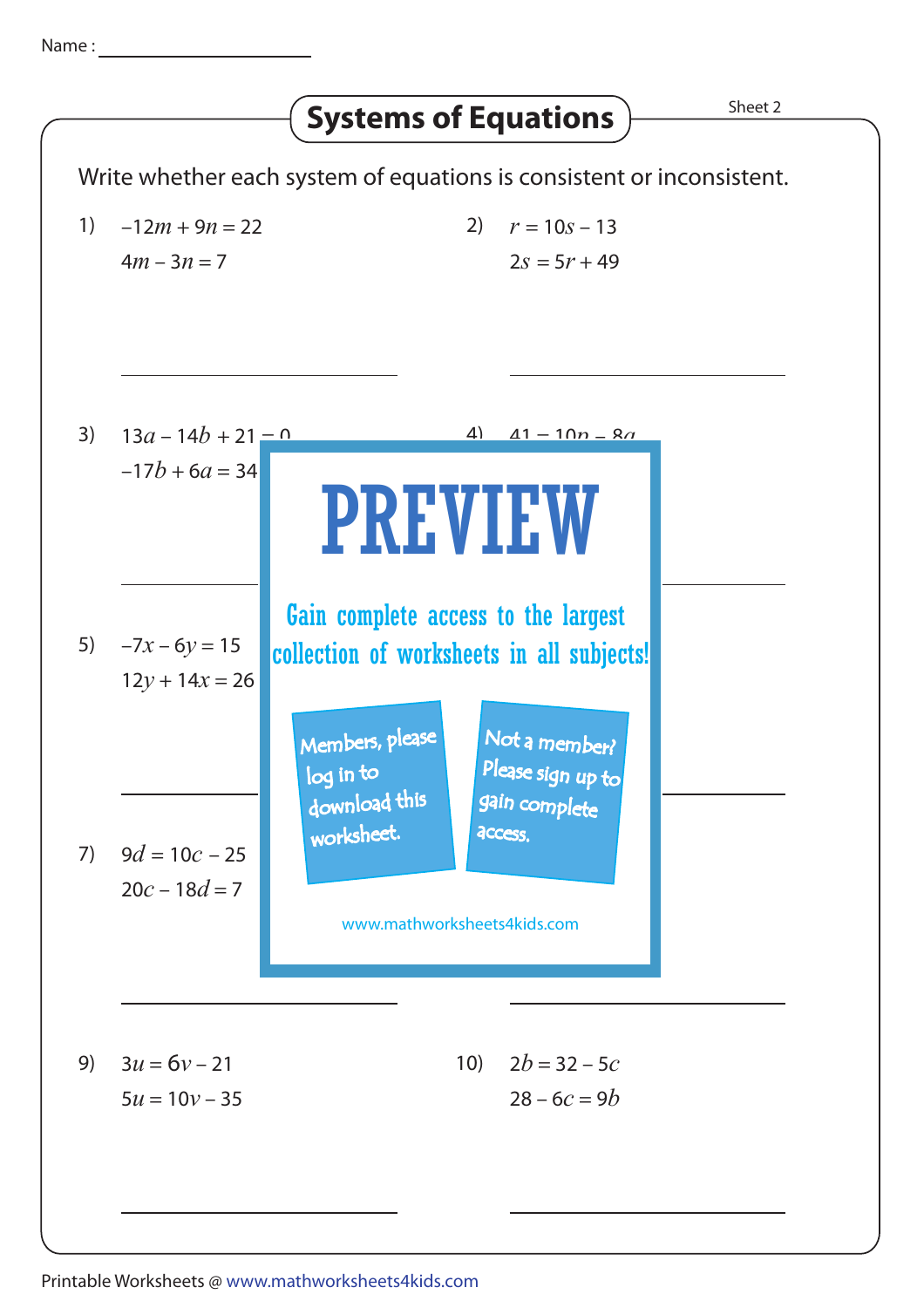Name : ____________________

# Systems of Equations

Sheet 2

Write whether each system of equations is consistent or inconsistent.

1) $-12m + 9n = 22$
$4m - 3n = 7$

______________________

2) $r = 10s - 13$
$2s = 5r + 49$

______________________

3) $13a - 14b + 21 = 0$
$-17b + 6a = 34$

______________________

4) $41 = 10n - 8q$

______________________

PREVIEW

Gain complete access to the largest collection of worksheets in all subjects!

Members, please log in to download this worksheet.

Not a member? Please sign up to gain complete access.

www.mathworksheets4kids.com

5) $-7x - 6y = 15$
$12y + 14x = 26$

______________________

______________________

7) $9d = 10c - 25$
$20c - 18d = 7$

______________________

______________________

9) $3u = 6v - 21$
$5u = 10v - 35$

______________________

10) $2b = 32 - 5c$
$28 - 6c = 9b$

______________________

Printable Worksheets @ www.mathworksheets4kids.com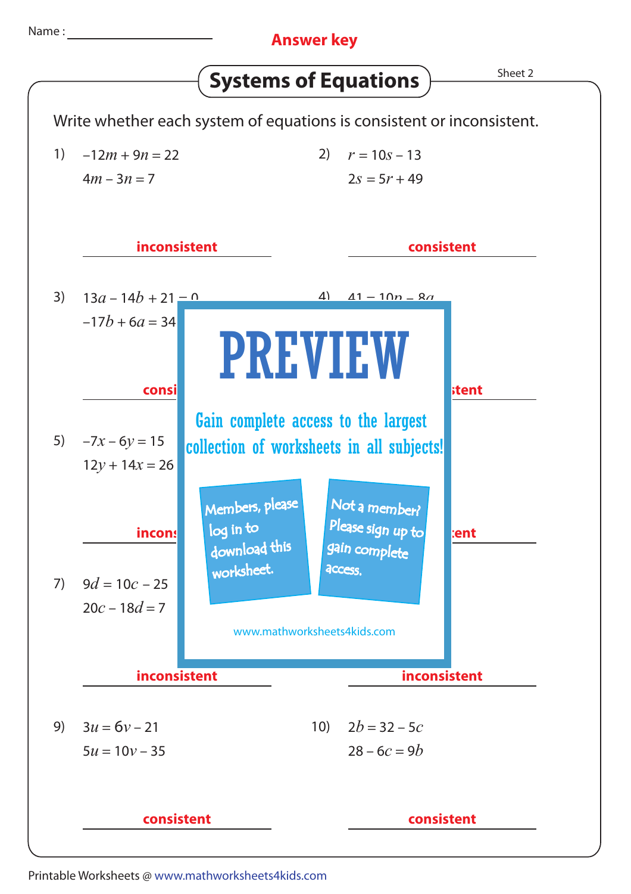Name :

**Answer key**

# Systems of Equations

Sheet 2

Write whether each system of equations is consistent or inconsistent.

1) $-12m + 9n = 22$
$4m - 3n = 7$

**inconsistent**

2) $r = 10s - 13$
$2s = 5r + 49$

**consistent**

3) $13a - 14b + 21 = 0$
$-17b + 6a = 34$

**consi**

4) $41 = 10n - 8q$

**stent**

5) $-7x - 6y = 15$
$12y + 14x = 26$

**incons**

6)

**tent**

7) $9d = 10c - 25$
$20c - 18d = 7$

**inconsistent**

8)

**inconsistent**

PREVIEW

Gain complete access to the largest collection of worksheets in all subjects!

Members, please log in to download this worksheet.

Not a member? Please sign up to gain complete access.

www.mathworksheets4kids.com

9) $3u = 6v - 21$
$5u = 10v - 35$

**consistent**

10) $2b = 32 - 5c$
$28 - 6c = 9b$

**consistent**

Printable Worksheets @ www.mathworksheets4kids.com